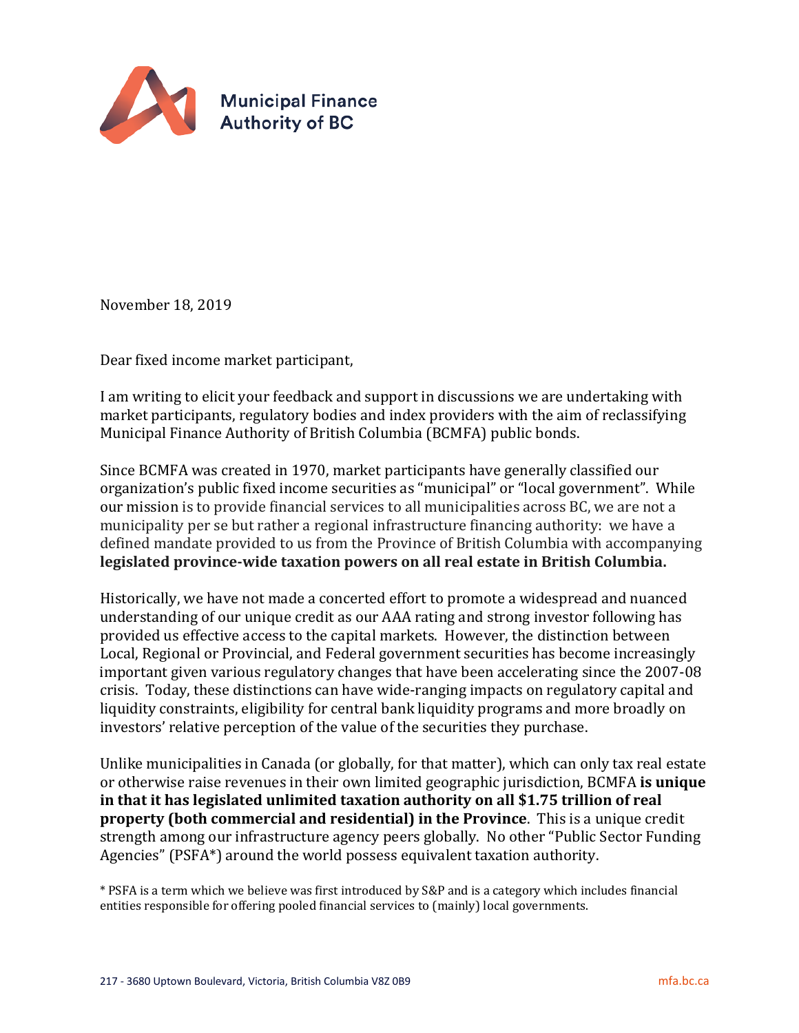Municipal Finance
Authority of BC

November 18, 2019

Dear fixed income market participant,

I am writing to elicit your feedback and support in discussions we are undertaking with market participants, regulatory bodies and index providers with the aim of reclassifying Municipal Finance Authority of British Columbia (BCMFA) public bonds.

Since BCMFA was created in 1970, market participants have generally classified our organization's public fixed income securities as "municipal" or "local government". While our mission is to provide financial services to all municipalities across BC, we are not a municipality per se but rather a regional infrastructure financing authority: we have a defined mandate provided to us from the Province of British Columbia with accompanying **legislated province-wide taxation powers on all real estate in British Columbia.**

Historically, we have not made a concerted effort to promote a widespread and nuanced understanding of our unique credit as our AAA rating and strong investor following has provided us effective access to the capital markets. However, the distinction between Local, Regional or Provincial, and Federal government securities has become increasingly important given various regulatory changes that have been accelerating since the 2007-08 crisis. Today, these distinctions can have wide-ranging impacts on regulatory capital and liquidity constraints, eligibility for central bank liquidity programs and more broadly on investors' relative perception of the value of the securities they purchase.

Unlike municipalities in Canada (or globally, for that matter), which can only tax real estate or otherwise raise revenues in their own limited geographic jurisdiction, BCMFA **is unique in that it has legislated unlimited taxation authority on all $1.75 trillion of real property (both commercial and residential) in the Province**. This is a unique credit strength among our infrastructure agency peers globally. No other "Public Sector Funding Agencies" (PSFA*) around the world possess equivalent taxation authority.

* PSFA is a term which we believe was first introduced by S&P and is a category which includes financial entities responsible for offering pooled financial services to (mainly) local governments.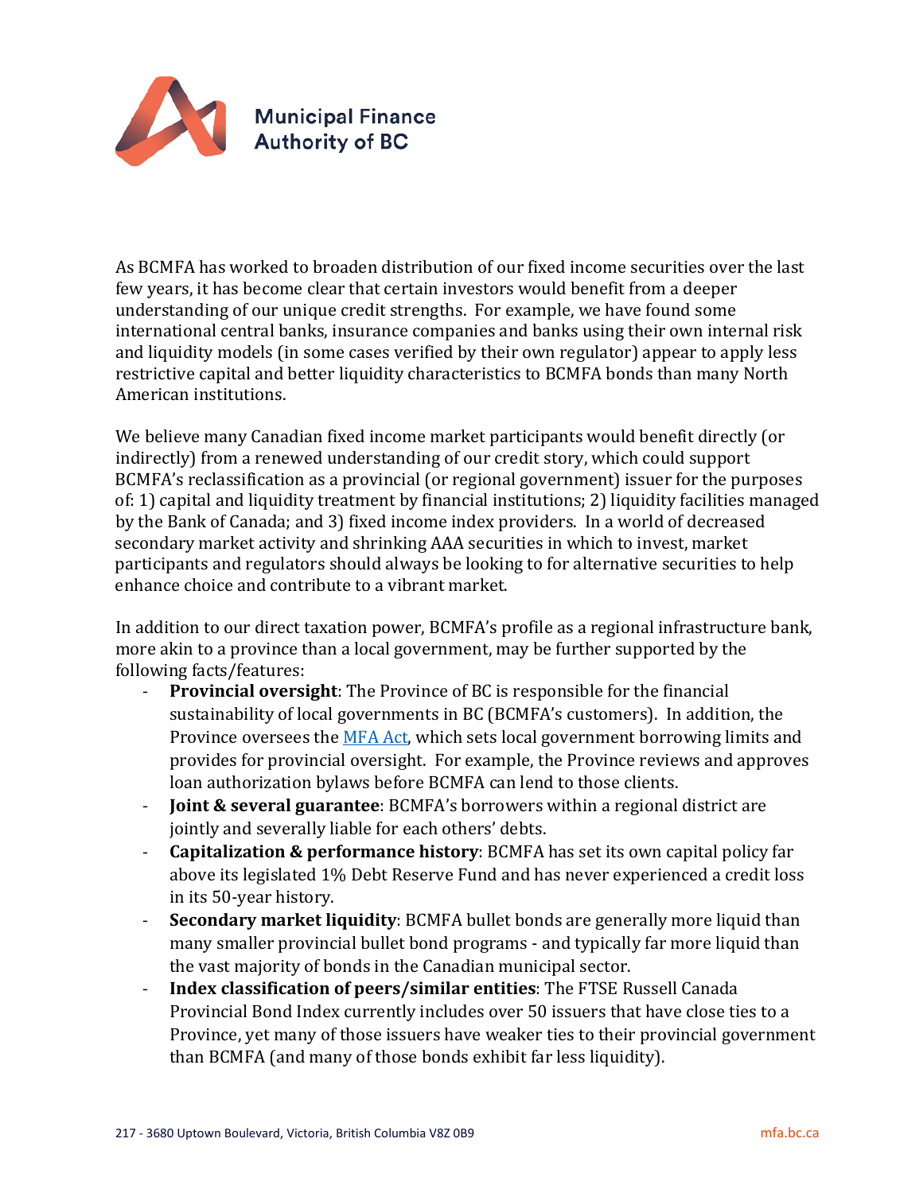Municipal Finance Authority of BC

As BCMFA has worked to broaden distribution of our fixed income securities over the last few years, it has become clear that certain investors would benefit from a deeper understanding of our unique credit strengths. For example, we have found some international central banks, insurance companies and banks using their own internal risk and liquidity models (in some cases verified by their own regulator) appear to apply less restrictive capital and better liquidity characteristics to BCMFA bonds than many North American institutions.

We believe many Canadian fixed income market participants would benefit directly (or indirectly) from a renewed understanding of our credit story, which could support BCMFA's reclassification as a provincial (or regional government) issuer for the purposes of: 1) capital and liquidity treatment by financial institutions; 2) liquidity facilities managed by the Bank of Canada; and 3) fixed income index providers. In a world of decreased secondary market activity and shrinking AAA securities in which to invest, market participants and regulators should always be looking to for alternative securities to help enhance choice and contribute to a vibrant market.

In addition to our direct taxation power, BCMFA's profile as a regional infrastructure bank, more akin to a province than a local government, may be further supported by the following facts/features:

- **Provincial oversight**: The Province of BC is responsible for the financial sustainability of local governments in BC (BCMFA's customers). In addition, the Province oversees the [MFA Act](), which sets local government borrowing limits and provides for provincial oversight. For example, the Province reviews and approves loan authorization bylaws before BCMFA can lend to those clients.
- **Joint & several guarantee**: BCMFA's borrowers within a regional district are jointly and severally liable for each others' debts.
- **Capitalization & performance history**: BCMFA has set its own capital policy far above its legislated 1% Debt Reserve Fund and has never experienced a credit loss in its 50-year history.
- **Secondary market liquidity**: BCMFA bullet bonds are generally more liquid than many smaller provincial bullet bond programs - and typically far more liquid than the vast majority of bonds in the Canadian municipal sector.
- **Index classification of peers/similar entities**: The FTSE Russell Canada Provincial Bond Index currently includes over 50 issuers that have close ties to a Province, yet many of those issuers have weaker ties to their provincial government than BCMFA (and many of those bonds exhibit far less liquidity).

217 - 3680 Uptown Boulevard, Victoria, British Columbia V8Z 0B9 mfa.bc.ca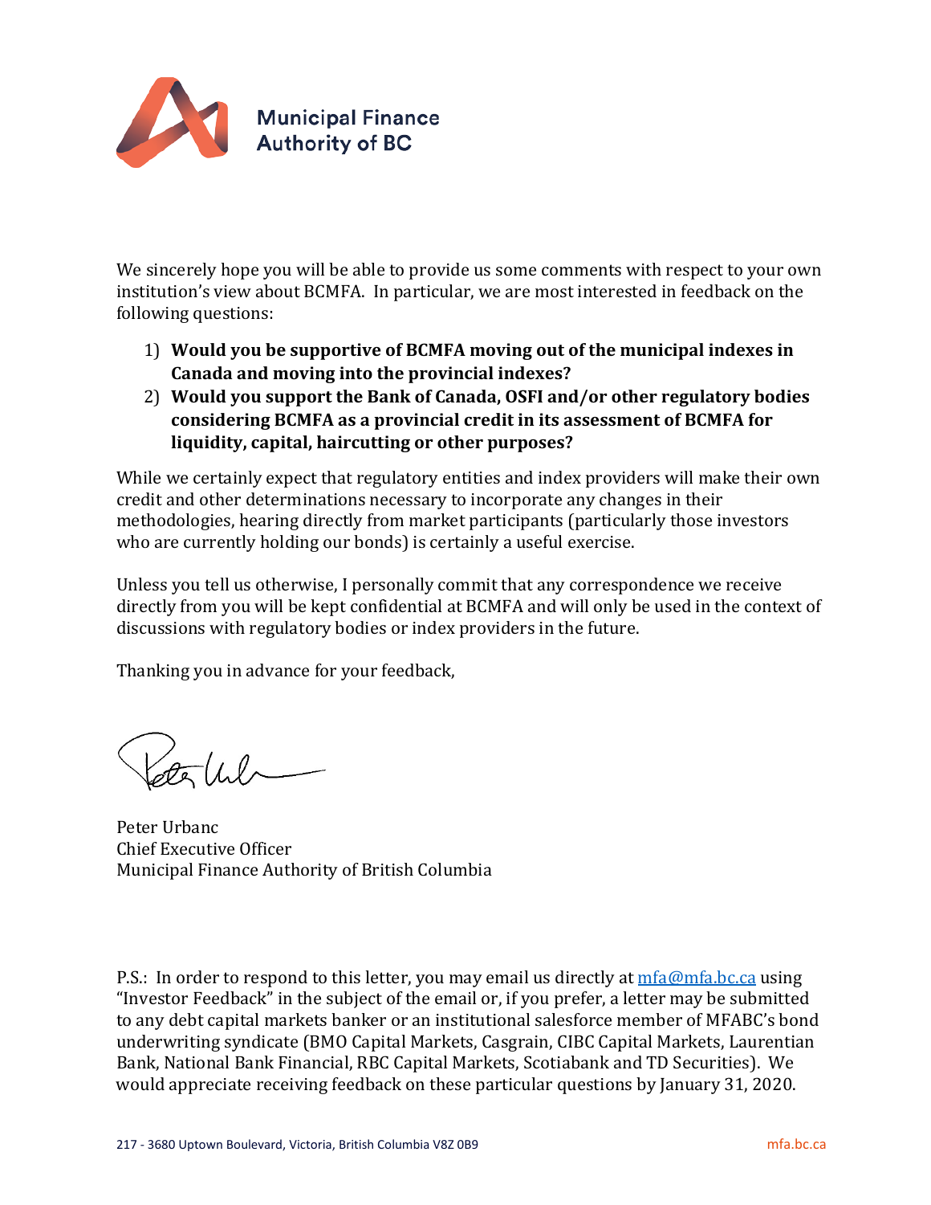We sincerely hope you will be able to provide us some comments with respect to your own institution's view about BCMFA. In particular, we are most interested in feedback on the following questions:

1) **Would you be supportive of BCMFA moving out of the municipal indexes in Canada and moving into the provincial indexes?**
2) **Would you support the Bank of Canada, OSFI and/or other regulatory bodies considering BCMFA as a provincial credit in its assessment of BCMFA for liquidity, capital, haircutting or other purposes?**

While we certainly expect that regulatory entities and index providers will make their own credit and other determinations necessary to incorporate any changes in their methodologies, hearing directly from market participants (particularly those investors who are currently holding our bonds) is certainly a useful exercise.

Unless you tell us otherwise, I personally commit that any correspondence we receive directly from you will be kept confidential at BCMFA and will only be used in the context of discussions with regulatory bodies or index providers in the future.

Thanking you in advance for your feedback,

Peter Urbanc
Chief Executive Officer
Municipal Finance Authority of British Columbia

P.S.: In order to respond to this letter, you may email us directly at mfa@mfa.bc.ca using "Investor Feedback" in the subject of the email or, if you prefer, a letter may be submitted to any debt capital markets banker or an institutional salesforce member of MFABC's bond underwriting syndicate (BMO Capital Markets, Casgrain, CIBC Capital Markets, Laurentian Bank, National Bank Financial, RBC Capital Markets, Scotiabank and TD Securities). We would appreciate receiving feedback on these particular questions by January 31, 2020.